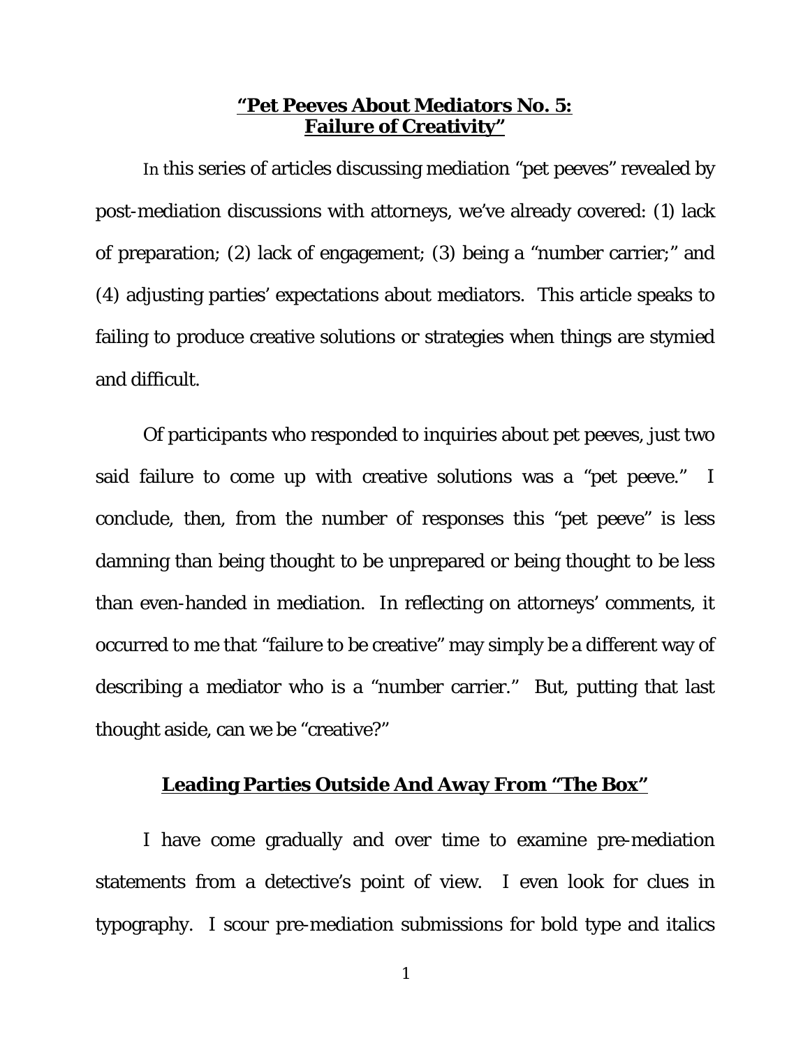# **"Pet Peeves About Mediators No. 5: Failure of Creativity"**

In this series of articles discussing mediation "pet peeves" revealed by post-mediation discussions with attorneys, we've already covered: (1) lack of preparation; (2) lack of engagement; (3) being a "number carrier;" and (4) adjusting parties' expectations about mediators. This article speaks to failing to produce creative solutions or strategies when things are stymied and difficult.

Of participants who responded to inquiries about pet peeves, just two said failure to come up with creative solutions was a "pet peeve." I conclude, then, from the number of responses this "pet peeve" is less damning than being thought to be unprepared or being thought to be less than even-handed in mediation. In reflecting on attorneys' comments, it occurred to me that "failure to be creative" may simply be a different way of describing a mediator who is a "number carrier." But, putting that last thought aside, can we be "creative?"

## **Leading Parties Outside And Away From "The Box"**

I have come gradually and over time to examine pre-mediation statements from a detective's point of view. I even look for clues in typography. I scour pre-mediation submissions for bold type and italics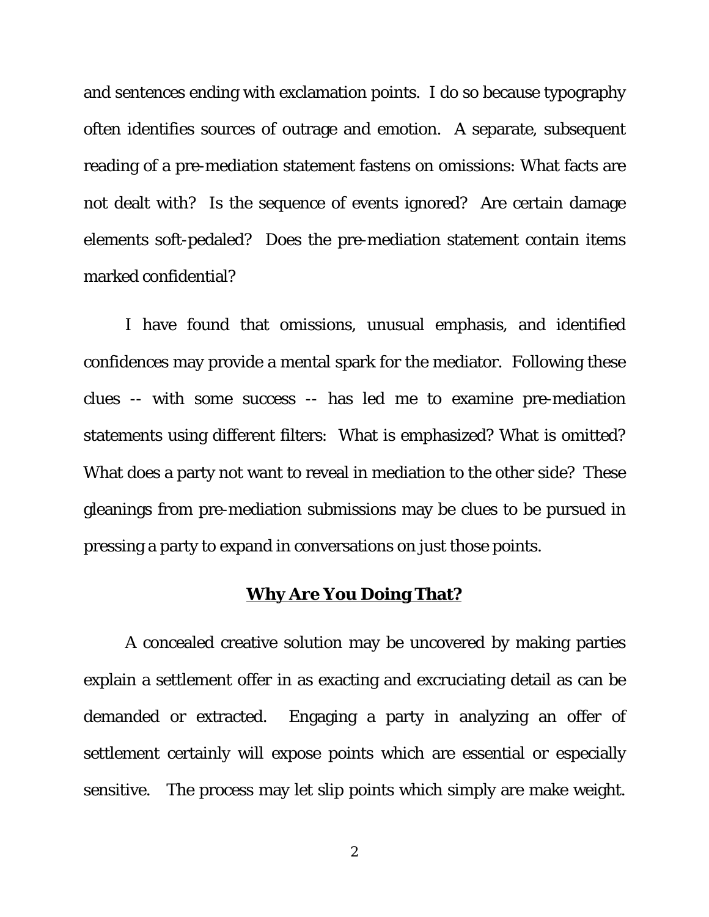and sentences ending with exclamation points. I do so because typography often identifies sources of outrage and emotion. A separate, subsequent reading of a pre-mediation statement fastens on omissions: What facts are not dealt with? Is the sequence of events ignored? Are certain damage elements soft-pedaled? Does the pre-mediation statement contain items marked confidential?

I have found that omissions, unusual emphasis, and identified confidences may provide a mental spark for the mediator. Following these clues -- with some success -- has led me to examine pre-mediation statements using different filters: What is emphasized? What is omitted? What does a party not want to reveal in mediation to the other side? These gleanings from pre-mediation submissions may be clues to be pursued in pressing a party to expand in conversations on just those points.

## **Why Are You Doing That?**

A concealed creative solution may be uncovered by making parties explain a settlement offer in as exacting and excruciating detail as can be demanded or extracted. Engaging a party in analyzing an offer of settlement certainly will expose points which are essential or especially sensitive. The process may let slip points which simply are make weight.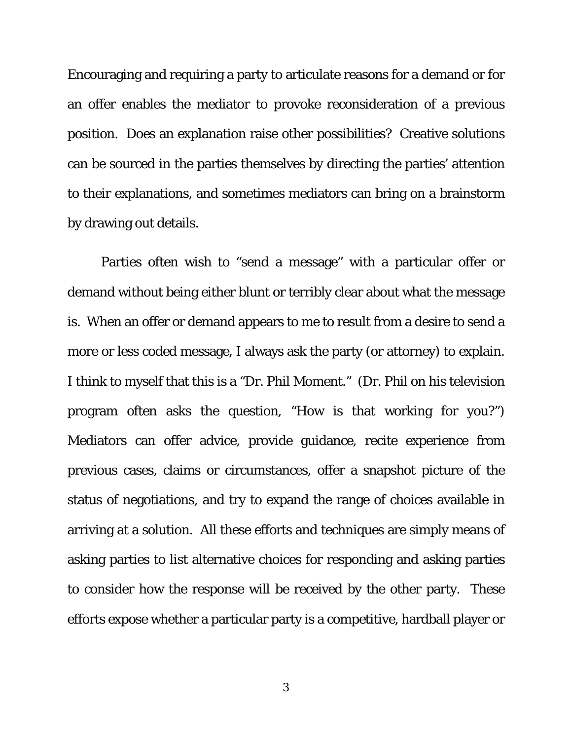Encouraging and requiring a party to articulate reasons for a demand or for an offer enables the mediator to provoke reconsideration of a previous position. Does an explanation raise other possibilities? Creative solutions can be sourced in the parties themselves by directing the parties' attention to their explanations, and sometimes mediators can bring on a brainstorm by drawing out details.

Parties often wish to "send a message" with a particular offer or demand without being either blunt or terribly clear about what the message is. When an offer or demand appears to me to result from a desire to send a more or less coded message, I always ask the party (or attorney) to explain. I think to myself that this is a "Dr. Phil Moment." (Dr. Phil on his television program often asks the question, "How is that working for you?") Mediators can offer advice, provide guidance, recite experience from previous cases, claims or circumstances, offer a snapshot picture of the status of negotiations, and try to expand the range of choices available in arriving at a solution. All these efforts and techniques are simply means of asking parties to list alternative choices for responding and asking parties to consider how the response will be received by the other party. These efforts expose whether a particular party is a competitive, hardball player or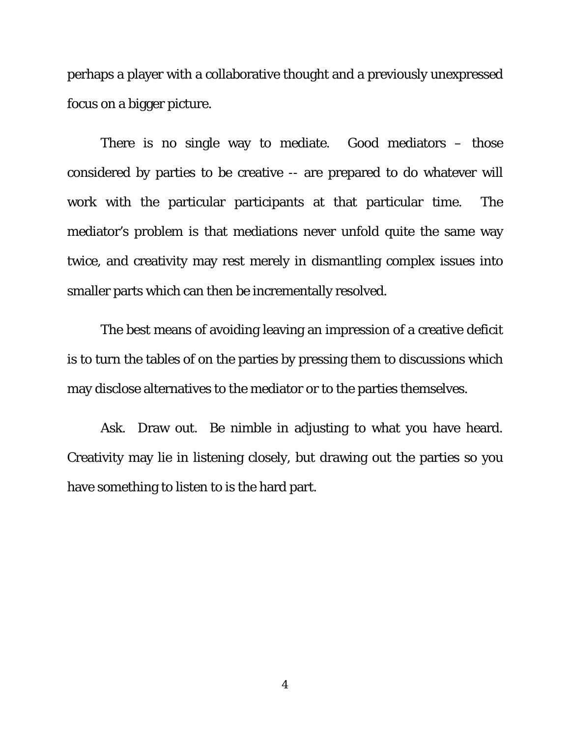perhaps a player with a collaborative thought and a previously unexpressed focus on a bigger picture.

There is no single way to mediate. Good mediators – those considered by parties to be creative -- are prepared to do whatever will work with the particular participants at that particular time. The mediator's problem is that mediations never unfold quite the same way twice, and creativity may rest merely in dismantling complex issues into smaller parts which can then be incrementally resolved.

The best means of avoiding leaving an impression of a creative deficit is to turn the tables of on the parties by pressing them to discussions which may disclose alternatives to the mediator or to the parties themselves.

Ask. Draw out. Be nimble in adjusting to what you have heard. Creativity may lie in listening closely, but drawing out the parties so you have something to listen to is the hard part.